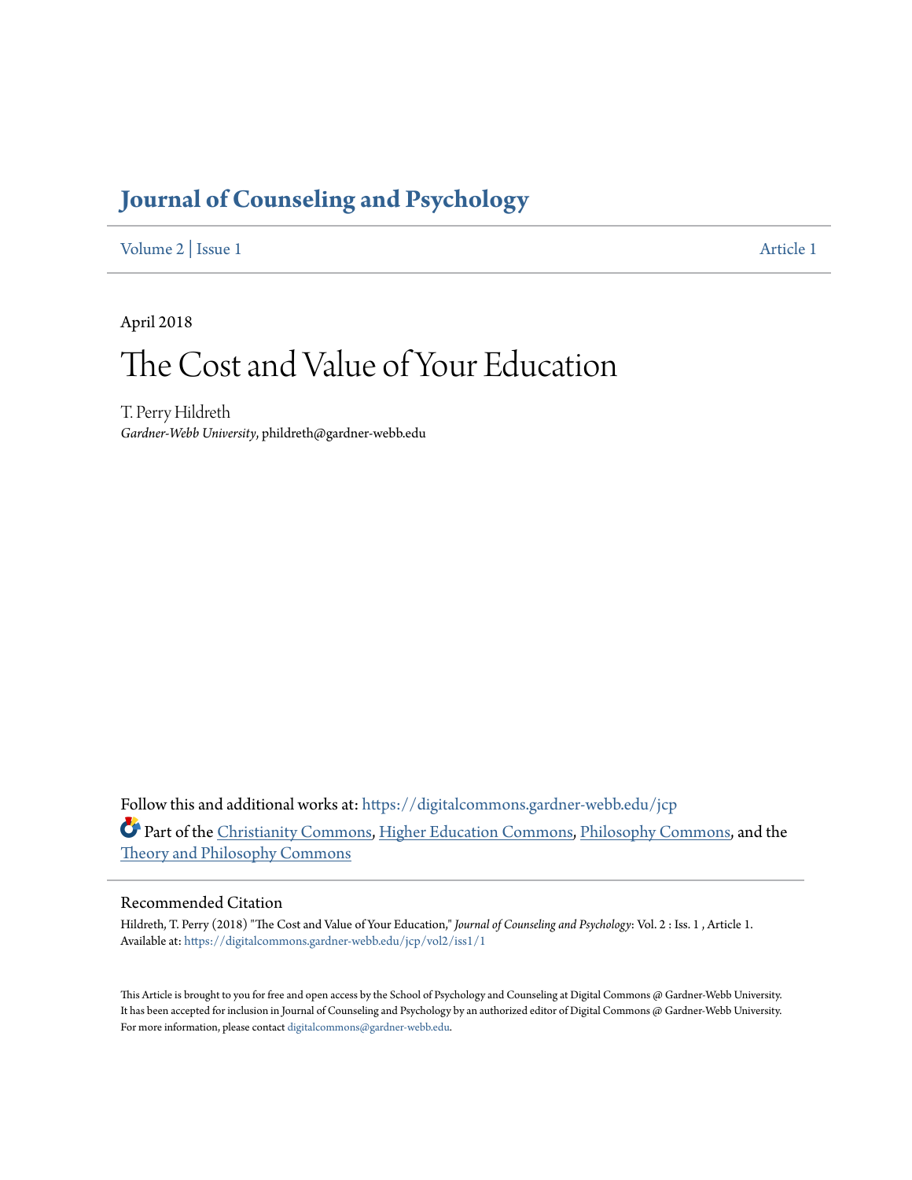# Journal of Counseling and Psychology

Volume 2 | Issue 1 Article 1

April 2018

# The Cost and Value of Your Education

T. Perry Hildreth
*Gardner-Webb University*, phildreth@gardner-webb.edu

Follow this and additional works at: https://digitalcommons.gardner-webb.edu/jcp

Part of the Christianity Commons, Higher Education Commons, Philosophy Commons, and the Theory and Philosophy Commons

## Recommended Citation

Hildreth, T. Perry (2018) "The Cost and Value of Your Education," *Journal of Counseling and Psychology*: Vol. 2 : Iss. 1 , Article 1.
Available at: https://digitalcommons.gardner-webb.edu/jcp/vol2/iss1/1

This Article is brought to you for free and open access by the School of Psychology and Counseling at Digital Commons @ Gardner-Webb University. It has been accepted for inclusion in Journal of Counseling and Psychology by an authorized editor of Digital Commons @ Gardner-Webb University. For more information, please contact digitalcommons@gardner-webb.edu.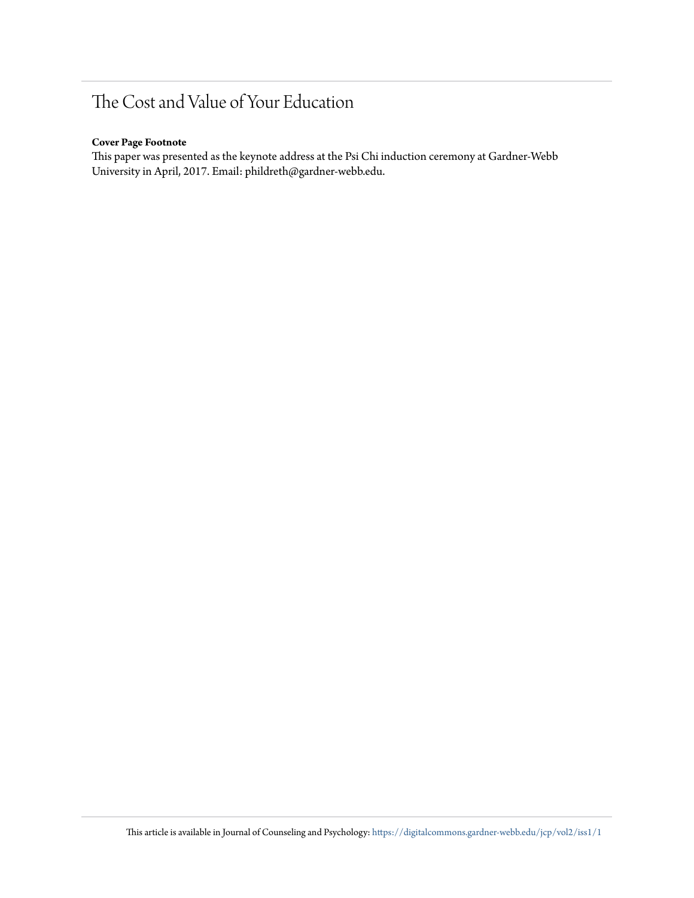# The Cost and Value of Your Education

**Cover Page Footnote**

This paper was presented as the keynote address at the Psi Chi induction ceremony at Gardner-Webb University in April, 2017. Email: phildreth@gardner-webb.edu.

This article is available in Journal of Counseling and Psychology: https://digitalcommons.gardner-webb.edu/jcp/vol2/iss1/1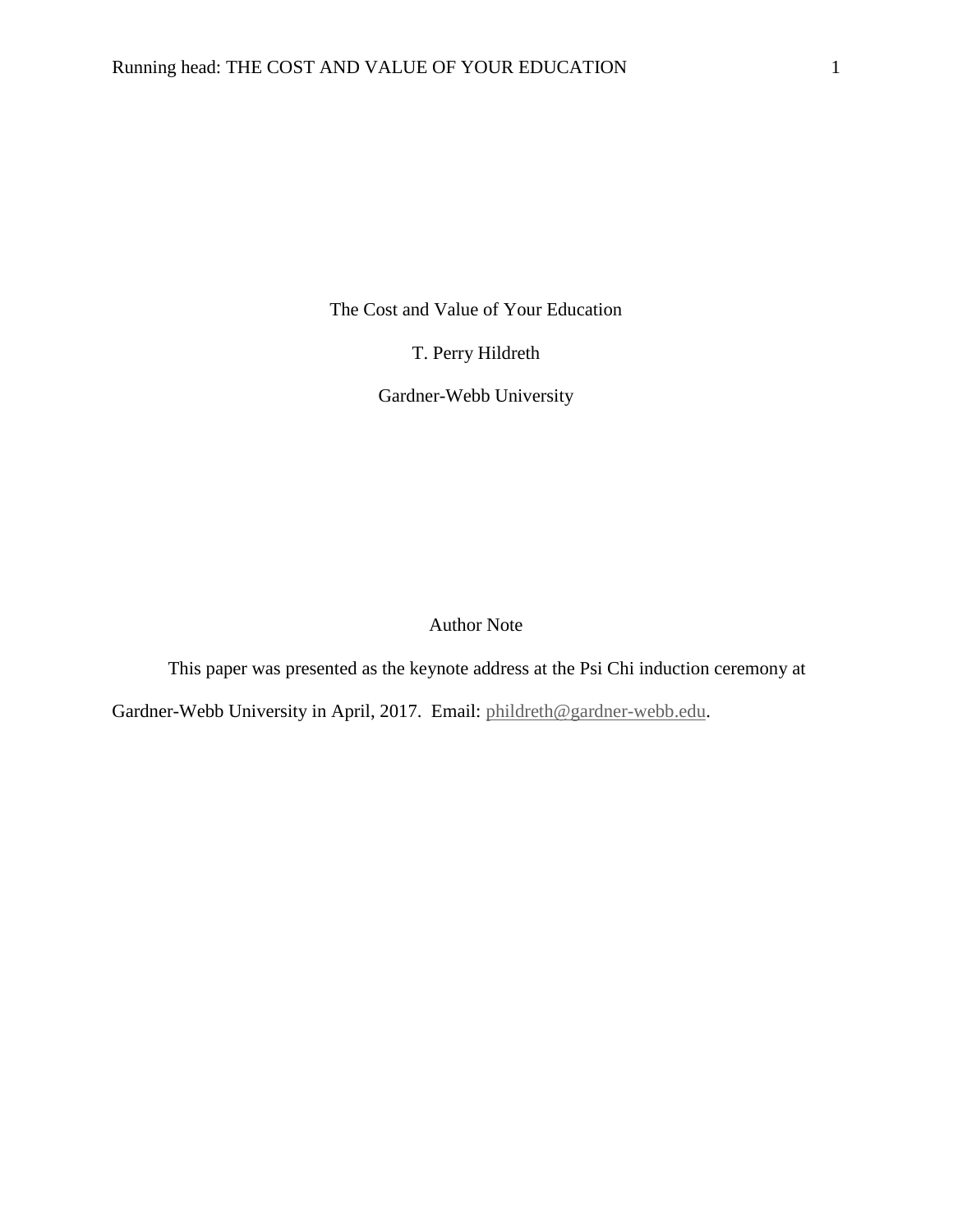# The Cost and Value of Your Education

T. Perry Hildreth

Gardner-Webb University

## Author Note

This paper was presented as the keynote address at the Psi Chi induction ceremony at Gardner-Webb University in April, 2017. Email: phildreth@gardner-webb.edu.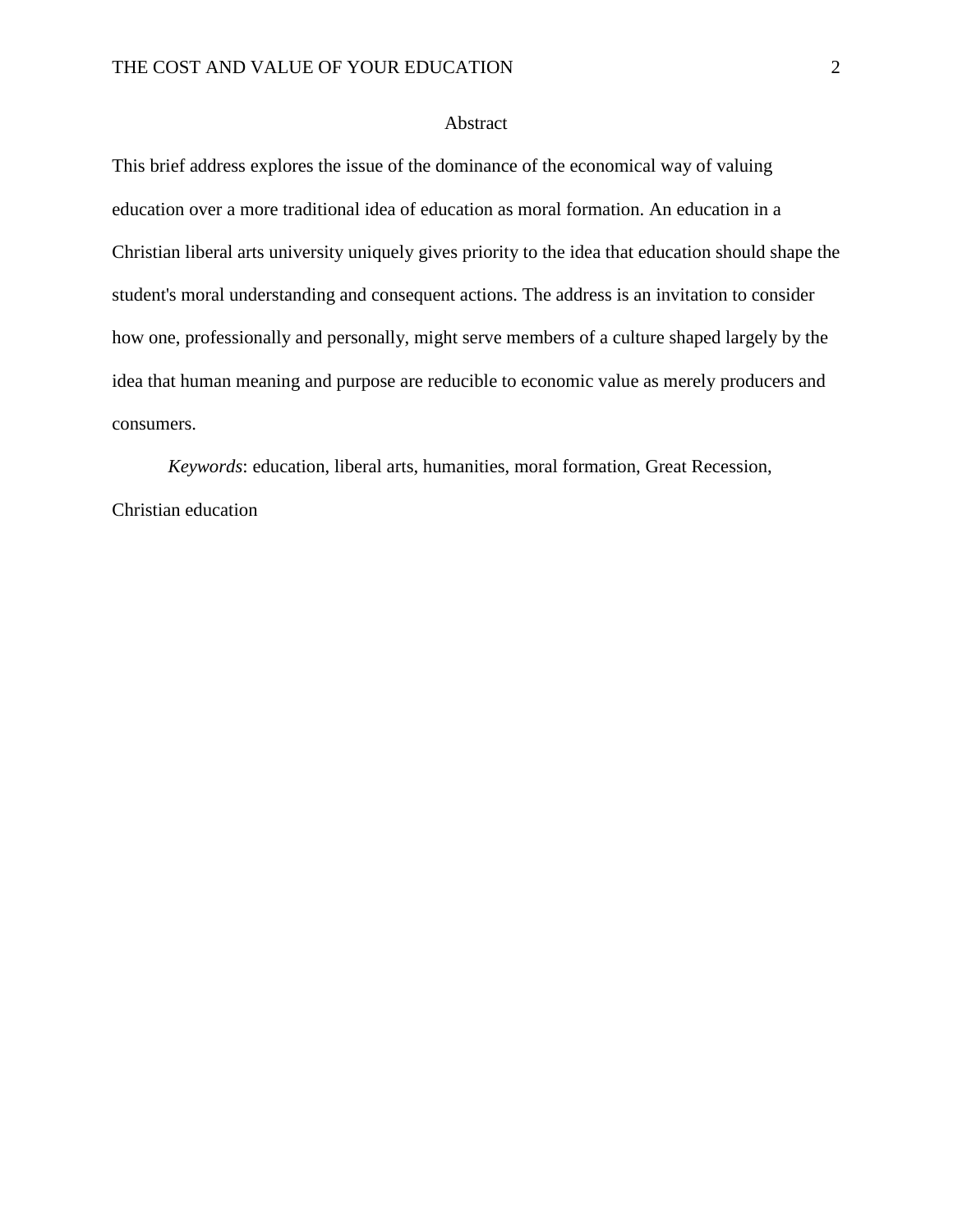# Abstract

This brief address explores the issue of the dominance of the economical way of valuing education over a more traditional idea of education as moral formation. An education in a Christian liberal arts university uniquely gives priority to the idea that education should shape the student's moral understanding and consequent actions. The address is an invitation to consider how one, professionally and personally, might serve members of a culture shaped largely by the idea that human meaning and purpose are reducible to economic value as merely producers and consumers.

*Keywords*: education, liberal arts, humanities, moral formation, Great Recession, Christian education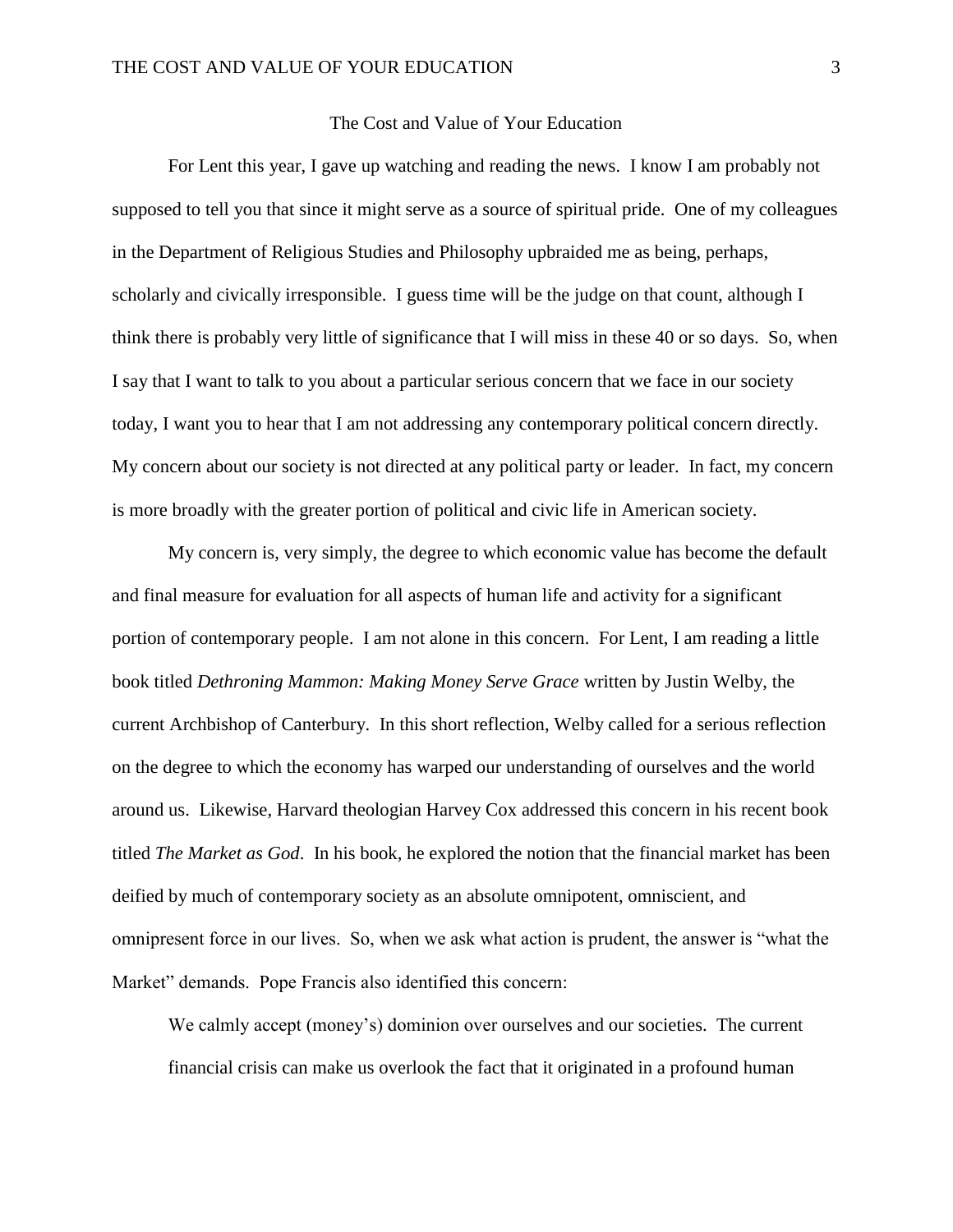The Cost and Value of Your Education

For Lent this year, I gave up watching and reading the news. I know I am probably not supposed to tell you that since it might serve as a source of spiritual pride. One of my colleagues in the Department of Religious Studies and Philosophy upbraided me as being, perhaps, scholarly and civically irresponsible. I guess time will be the judge on that count, although I think there is probably very little of significance that I will miss in these 40 or so days. So, when I say that I want to talk to you about a particular serious concern that we face in our society today, I want you to hear that I am not addressing any contemporary political concern directly. My concern about our society is not directed at any political party or leader. In fact, my concern is more broadly with the greater portion of political and civic life in American society.

My concern is, very simply, the degree to which economic value has become the default and final measure for evaluation for all aspects of human life and activity for a significant portion of contemporary people. I am not alone in this concern. For Lent, I am reading a little book titled *Dethroning Mammon: Making Money Serve Grace* written by Justin Welby, the current Archbishop of Canterbury. In this short reflection, Welby called for a serious reflection on the degree to which the economy has warped our understanding of ourselves and the world around us. Likewise, Harvard theologian Harvey Cox addressed this concern in his recent book titled *The Market as God*. In his book, he explored the notion that the financial market has been deified by much of contemporary society as an absolute omnipotent, omniscient, and omnipresent force in our lives. So, when we ask what action is prudent, the answer is "what the Market" demands. Pope Francis also identified this concern:

> We calmly accept (money's) dominion over ourselves and our societies. The current financial crisis can make us overlook the fact that it originated in a profound human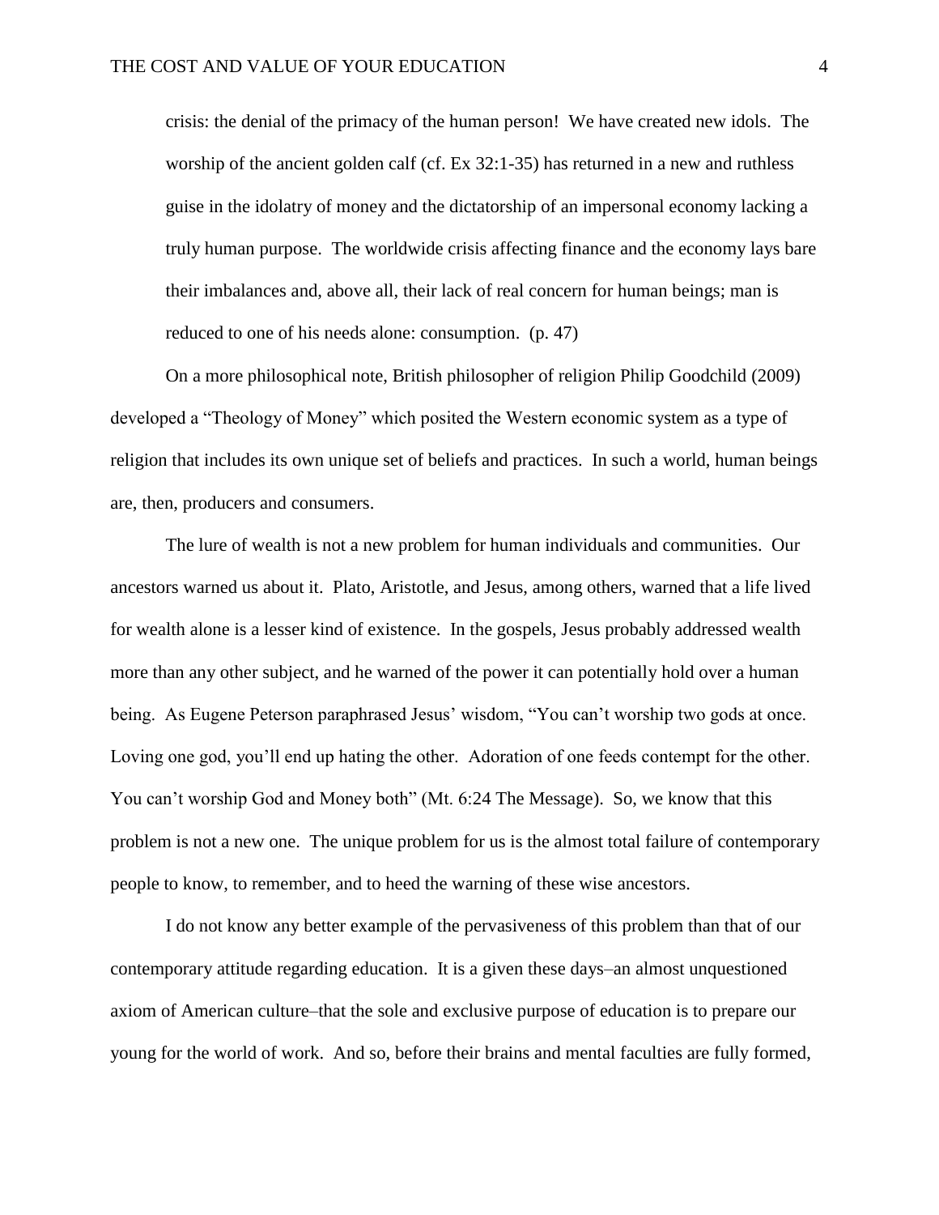> crisis: the denial of the primacy of the human person! We have created new idols. The worship of the ancient golden calf (cf. Ex 32:1-35) has returned in a new and ruthless guise in the idolatry of money and the dictatorship of an impersonal economy lacking a truly human purpose. The worldwide crisis affecting finance and the economy lays bare their imbalances and, above all, their lack of real concern for human beings; man is reduced to one of his needs alone: consumption. (p. 47)

On a more philosophical note, British philosopher of religion Philip Goodchild (2009) developed a "Theology of Money" which posited the Western economic system as a type of religion that includes its own unique set of beliefs and practices. In such a world, human beings are, then, producers and consumers.

The lure of wealth is not a new problem for human individuals and communities. Our ancestors warned us about it. Plato, Aristotle, and Jesus, among others, warned that a life lived for wealth alone is a lesser kind of existence. In the gospels, Jesus probably addressed wealth more than any other subject, and he warned of the power it can potentially hold over a human being. As Eugene Peterson paraphrased Jesus' wisdom, "You can't worship two gods at once. Loving one god, you'll end up hating the other. Adoration of one feeds contempt for the other. You can't worship God and Money both" (Mt. 6:24 The Message). So, we know that this problem is not a new one. The unique problem for us is the almost total failure of contemporary people to know, to remember, and to heed the warning of these wise ancestors.

I do not know any better example of the pervasiveness of this problem than that of our contemporary attitude regarding education. It is a given these days–an almost unquestioned axiom of American culture–that the sole and exclusive purpose of education is to prepare our young for the world of work. And so, before their brains and mental faculties are fully formed,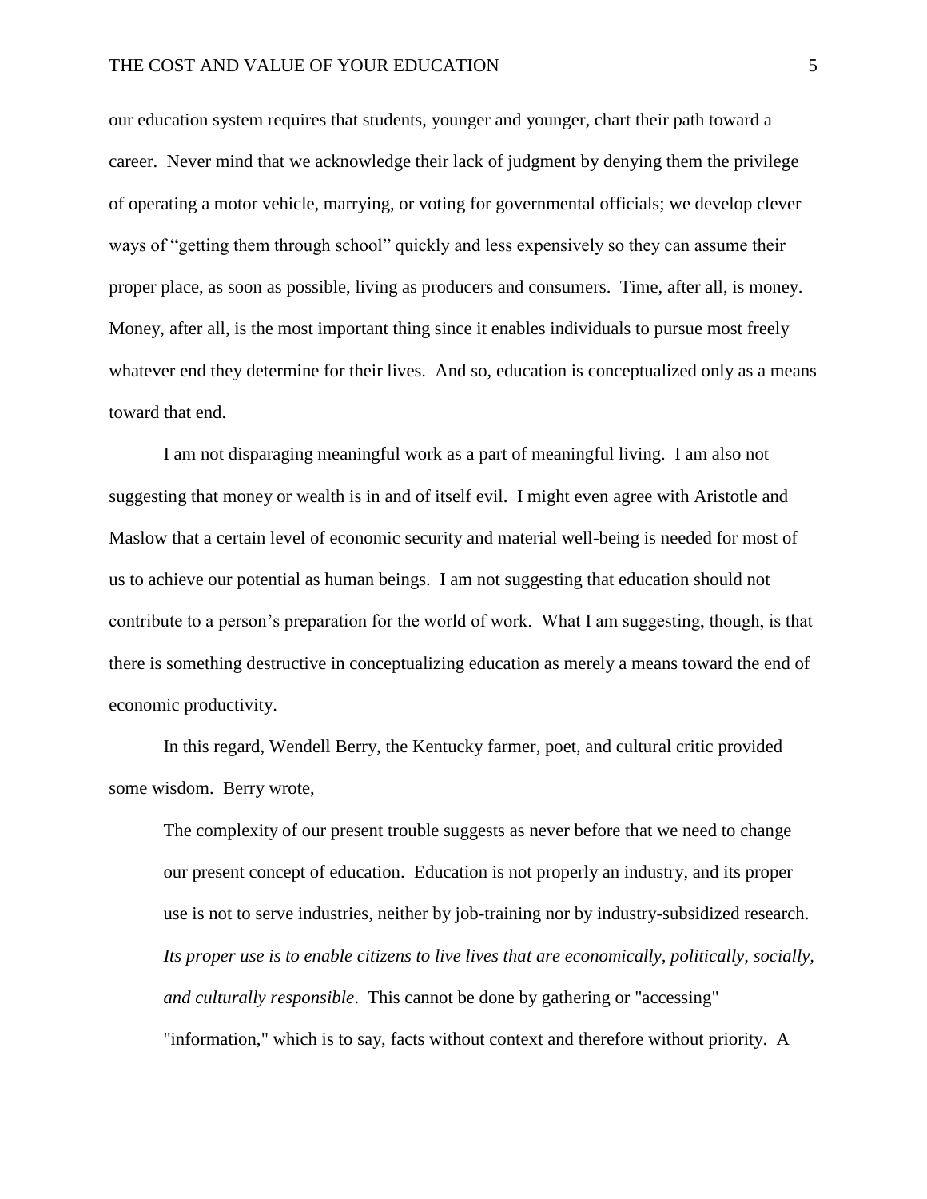our education system requires that students, younger and younger, chart their path toward a career. Never mind that we acknowledge their lack of judgment by denying them the privilege of operating a motor vehicle, marrying, or voting for governmental officials; we develop clever ways of "getting them through school" quickly and less expensively so they can assume their proper place, as soon as possible, living as producers and consumers. Time, after all, is money. Money, after all, is the most important thing since it enables individuals to pursue most freely whatever end they determine for their lives. And so, education is conceptualized only as a means toward that end.

I am not disparaging meaningful work as a part of meaningful living. I am also not suggesting that money or wealth is in and of itself evil. I might even agree with Aristotle and Maslow that a certain level of economic security and material well-being is needed for most of us to achieve our potential as human beings. I am not suggesting that education should not contribute to a person's preparation for the world of work. What I am suggesting, though, is that there is something destructive in conceptualizing education as merely a means toward the end of economic productivity.

In this regard, Wendell Berry, the Kentucky farmer, poet, and cultural critic provided some wisdom. Berry wrote,

> The complexity of our present trouble suggests as never before that we need to change our present concept of education. Education is not properly an industry, and its proper use is not to serve industries, neither by job-training nor by industry-subsidized research. *Its proper use is to enable citizens to live lives that are economically, politically, socially, and culturally responsible*. This cannot be done by gathering or "accessing" "information," which is to say, facts without context and therefore without priority. A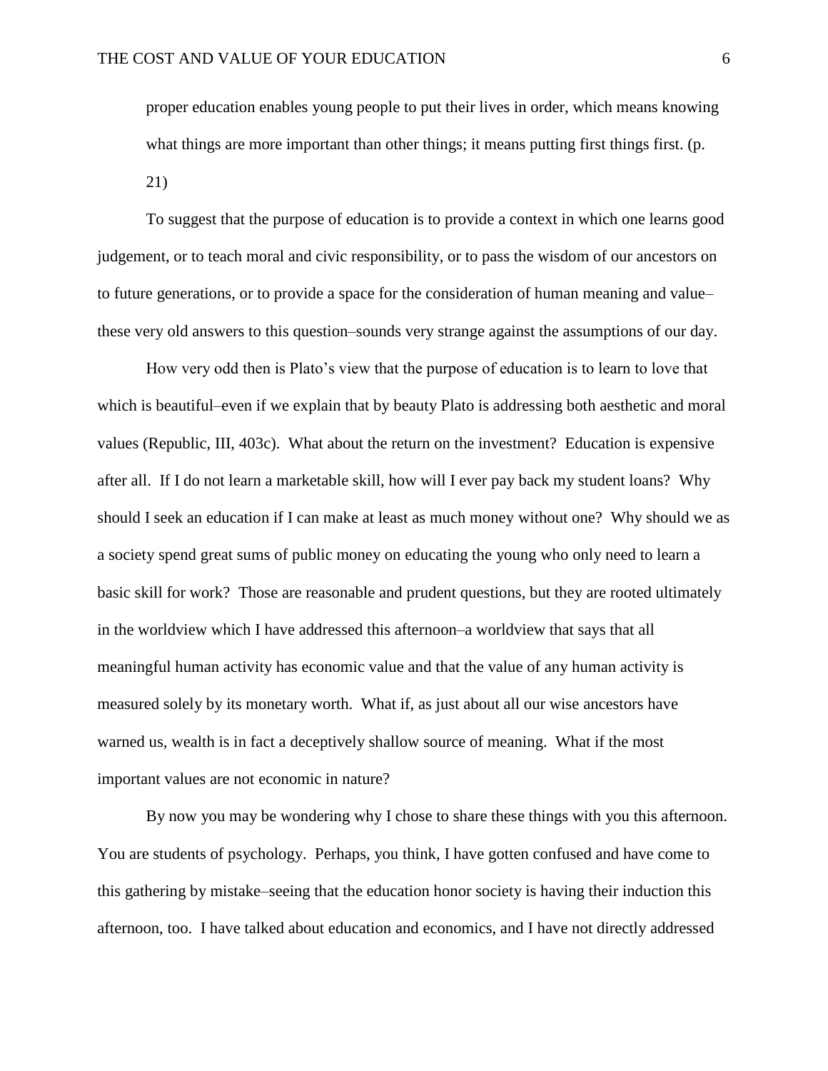> proper education enables young people to put their lives in order, which means knowing what things are more important than other things; it means putting first things first. (p. 21)

To suggest that the purpose of education is to provide a context in which one learns good judgement, or to teach moral and civic responsibility, or to pass the wisdom of our ancestors on to future generations, or to provide a space for the consideration of human meaning and value–these very old answers to this question–sounds very strange against the assumptions of our day.

How very odd then is Plato's view that the purpose of education is to learn to love that which is beautiful–even if we explain that by beauty Plato is addressing both aesthetic and moral values (Republic, III, 403c). What about the return on the investment? Education is expensive after all. If I do not learn a marketable skill, how will I ever pay back my student loans? Why should I seek an education if I can make at least as much money without one? Why should we as a society spend great sums of public money on educating the young who only need to learn a basic skill for work? Those are reasonable and prudent questions, but they are rooted ultimately in the worldview which I have addressed this afternoon–a worldview that says that all meaningful human activity has economic value and that the value of any human activity is measured solely by its monetary worth. What if, as just about all our wise ancestors have warned us, wealth is in fact a deceptively shallow source of meaning. What if the most important values are not economic in nature?

By now you may be wondering why I chose to share these things with you this afternoon. You are students of psychology. Perhaps, you think, I have gotten confused and have come to this gathering by mistake–seeing that the education honor society is having their induction this afternoon, too. I have talked about education and economics, and I have not directly addressed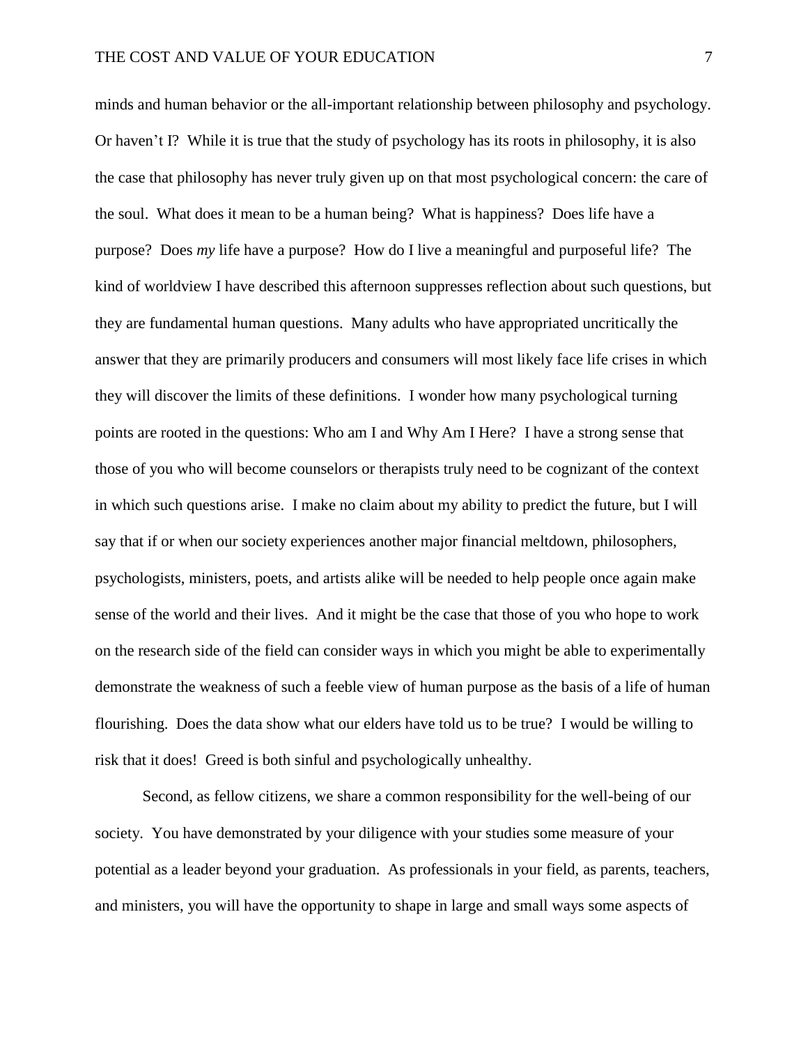minds and human behavior or the all-important relationship between philosophy and psychology. Or haven't I? While it is true that the study of psychology has its roots in philosophy, it is also the case that philosophy has never truly given up on that most psychological concern: the care of the soul. What does it mean to be a human being? What is happiness? Does life have a purpose? Does *my* life have a purpose? How do I live a meaningful and purposeful life? The kind of worldview I have described this afternoon suppresses reflection about such questions, but they are fundamental human questions. Many adults who have appropriated uncritically the answer that they are primarily producers and consumers will most likely face life crises in which they will discover the limits of these definitions. I wonder how many psychological turning points are rooted in the questions: Who am I and Why Am I Here? I have a strong sense that those of you who will become counselors or therapists truly need to be cognizant of the context in which such questions arise. I make no claim about my ability to predict the future, but I will say that if or when our society experiences another major financial meltdown, philosophers, psychologists, ministers, poets, and artists alike will be needed to help people once again make sense of the world and their lives. And it might be the case that those of you who hope to work on the research side of the field can consider ways in which you might be able to experimentally demonstrate the weakness of such a feeble view of human purpose as the basis of a life of human flourishing. Does the data show what our elders have told us to be true? I would be willing to risk that it does! Greed is both sinful and psychologically unhealthy.

Second, as fellow citizens, we share a common responsibility for the well-being of our society. You have demonstrated by your diligence with your studies some measure of your potential as a leader beyond your graduation. As professionals in your field, as parents, teachers, and ministers, you will have the opportunity to shape in large and small ways some aspects of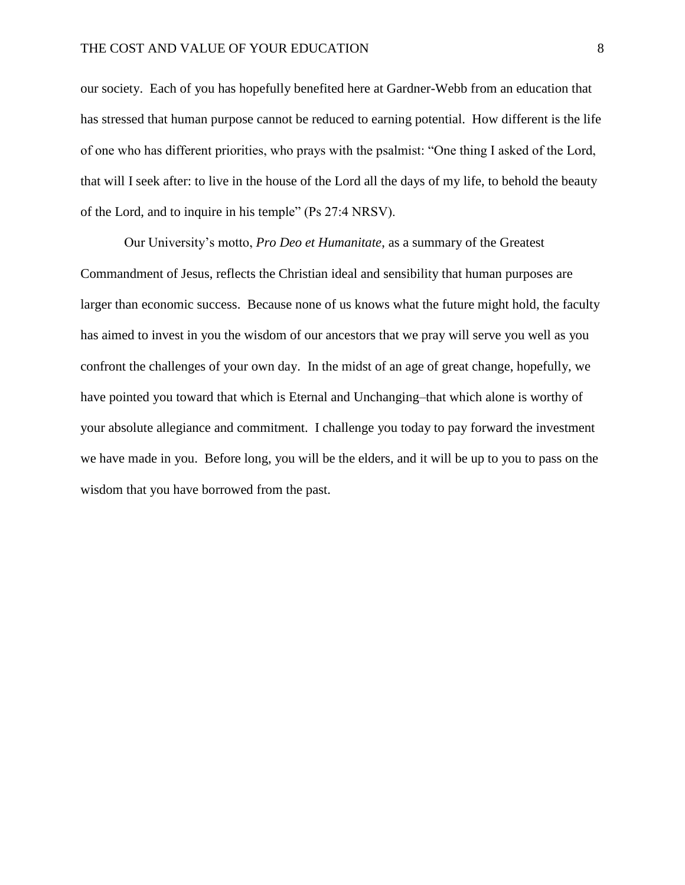our society. Each of you has hopefully benefited here at Gardner-Webb from an education that has stressed that human purpose cannot be reduced to earning potential. How different is the life of one who has different priorities, who prays with the psalmist: "One thing I asked of the Lord, that will I seek after: to live in the house of the Lord all the days of my life, to behold the beauty of the Lord, and to inquire in his temple" (Ps 27:4 NRSV).

Our University's motto, *Pro Deo et Humanitate*, as a summary of the Greatest Commandment of Jesus, reflects the Christian ideal and sensibility that human purposes are larger than economic success. Because none of us knows what the future might hold, the faculty has aimed to invest in you the wisdom of our ancestors that we pray will serve you well as you confront the challenges of your own day. In the midst of an age of great change, hopefully, we have pointed you toward that which is Eternal and Unchanging–that which alone is worthy of your absolute allegiance and commitment. I challenge you today to pay forward the investment we have made in you. Before long, you will be the elders, and it will be up to you to pass on the wisdom that you have borrowed from the past.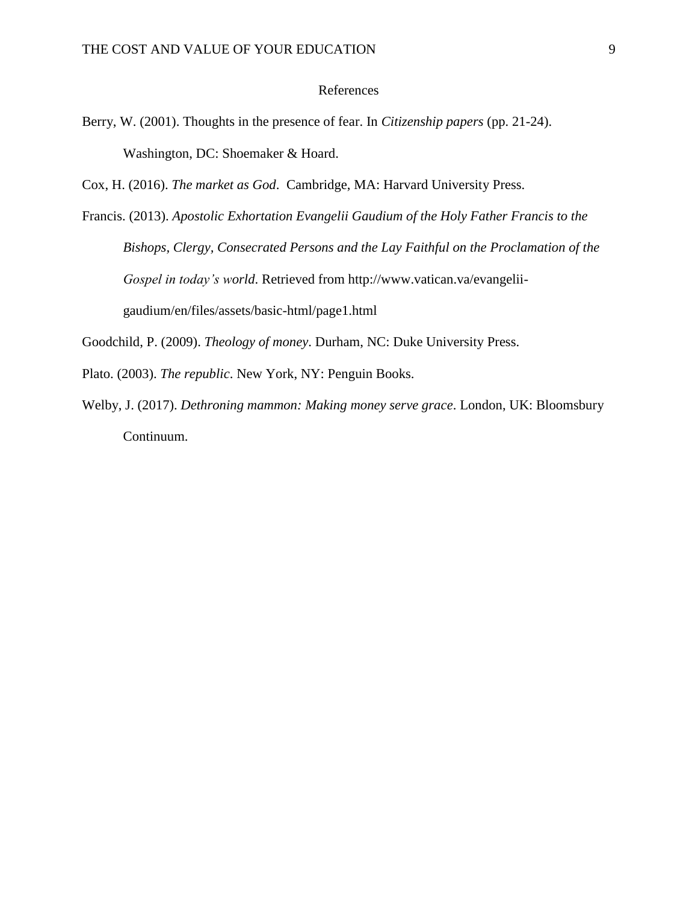# References

Berry, W. (2001). Thoughts in the presence of fear. In *Citizenship papers* (pp. 21-24). Washington, DC: Shoemaker & Hoard.

Cox, H. (2016). *The market as God*. Cambridge, MA: Harvard University Press.

Francis. (2013). *Apostolic Exhortation Evangelii Gaudium of the Holy Father Francis to the Bishops, Clergy, Consecrated Persons and the Lay Faithful on the Proclamation of the Gospel in today's world*. Retrieved from http://www.vatican.va/evangelii-gaudium/en/files/assets/basic-html/page1.html

Goodchild, P. (2009). *Theology of money*. Durham, NC: Duke University Press.

Plato. (2003). *The republic*. New York, NY: Penguin Books.

Welby, J. (2017). *Dethroning mammon: Making money serve grace*. London, UK: Bloomsbury Continuum.